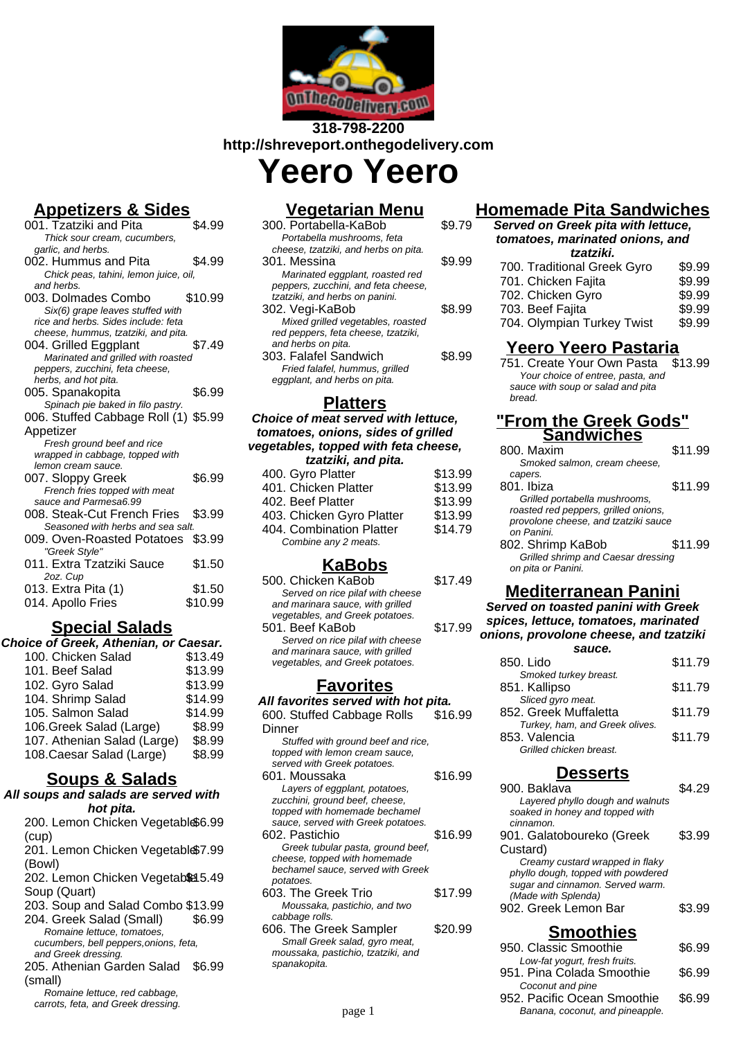318-798-2200
http://shreveport.onthegodelivery.com

# Yeero Yeero

## Appetizers & Sides

001. Tzatziki and Pita — $4.99
*Thick sour cream, cucumbers, garlic, and herbs.*

002. Hummus and Pita — $4.99
*Chick peas, tahini, lemon juice, oil, and herbs.*

003. Dolmades Combo — $10.99
*Six(6) grape leaves stuffed with rice and herbs. Sides include: feta cheese, hummus, tzatziki, and pita.*

004. Grilled Eggplant — $7.49
*Marinated and grilled with roasted peppers, zucchini, feta cheese, herbs, and hot pita.*

005. Spanakopita — $6.99
*Spinach pie baked in filo pastry.*

006. Stuffed Cabbage Roll (1) Appetizer — $5.99
*Fresh ground beef and rice wrapped in cabbage, topped with lemon cream sauce.*

007. Sloppy Greek — $6.99
*French fries topped with meat sauce and Parmesa6.99*

008. Steak-Cut French Fries — $3.99
*Seasoned with herbs and sea salt.*

009. Oven-Roasted Potatoes — $3.99
*"Greek Style"*

011. Extra Tzatziki Sauce — $1.50
*2oz. Cup*

013. Extra Pita (1) — $1.50

014. Apollo Fries — $10.99

## Special Salads

**Choice of Greek, Athenian, or Caesar.**

100. Chicken Salad — $13.49
101. Beef Salad — $13.99
102. Gyro Salad — $13.99
104. Shrimp Salad — $14.99
105. Salmon Salad — $14.99
106.Greek Salad (Large) — $8.99
107. Athenian Salad (Large) — $8.99
108.Caesar Salad (Large) — $8.99

## Soups & Salads

**All soups and salads are served with hot pita.**

200. Lemon Chicken Vegetable (cup) — $6.99

201. Lemon Chicken Vegetable (Bowl) — $7.99

202. Lemon Chicken Vegetable Soup (Quart) — $15.49

203. Soup and Salad Combo — $13.99

204. Greek Salad (Small) — $6.99
*Romaine lettuce, tomatoes, cucumbers, bell peppers,onions, feta, and Greek dressing.*

205. Athenian Garden Salad (small) — $6.99
*Romaine lettuce, red cabbage, carrots, feta, and Greek dressing.*

## Vegetarian Menu

300. Portabella-KaBob — $9.79
*Portabella mushrooms, feta cheese, tzatziki, and herbs on pita.*

301. Messina — $9.99
*Marinated eggplant, roasted red peppers, zucchini, and feta cheese, tzatziki, and herbs on panini.*

302. Vegi-KaBob — $8.99
*Mixed grilled vegetables, roasted red peppers, feta cheese, tzatziki, and herbs on pita.*

303. Falafel Sandwich — $8.99
*Fried falafel, hummus, grilled eggplant, and herbs on pita.*

## Platters

**Choice of meat served with lettuce, tomatoes, onions, sides of grilled vegetables, topped with feta cheese, tzatziki, and pita.**

400. Gyro Platter — $13.99
401. Chicken Platter — $13.99
402. Beef Platter — $13.99
403. Chicken Gyro Platter — $13.99
404. Combination Platter — $14.79
*Combine any 2 meats.*

## KaBobs

500. Chicken KaBob — $17.49
*Served on rice pilaf with cheese and marinara sauce, with grilled vegetables, and Greek potatoes.*

501. Beef KaBob — $17.99
*Served on rice pilaf with cheese and marinara sauce, with grilled vegetables, and Greek potatoes.*

## Favorites

**All favorites served with hot pita.**

600. Stuffed Cabbage Rolls Dinner — $16.99
*Stuffed with ground beef and rice, topped with lemon cream sauce, served with Greek potatoes.*

601. Moussaka — $16.99
*Layers of eggplant, potatoes, zucchini, ground beef, cheese, topped with homemade bechamel sauce, served with Greek potatoes.*

602. Pastichio — $16.99
*Greek tubular pasta, ground beef, cheese, topped with homemade bechamel sauce, served with Greek potatoes.*

603. The Greek Trio — $17.99
*Moussaka, pastichio, and two cabbage rolls.*

606. The Greek Sampler — $20.99
*Small Greek salad, gyro meat, moussaka, pastichio, tzatziki, and spanakopita.*

## Homemade Pita Sandwiches

**Served on Greek pita with lettuce, tomatoes, marinated onions, and tzatziki.**

700. Traditional Greek Gyro — $9.99
701. Chicken Fajita — $9.99
702. Chicken Gyro — $9.99
703. Beef Fajita — $9.99
704. Olympian Turkey Twist — $9.99

## Yeero Yeero Pastaria

751. Create Your Own Pasta — $13.99
*Your choice of entree, pasta, and sauce with soup or salad and pita bread.*

## "From the Greek Gods" Sandwiches

800. Maxim — $11.99
*Smoked salmon, cream cheese, capers.*

801. Ibiza — $11.99
*Grilled portabella mushrooms, roasted red peppers, grilled onions, provolone cheese, and tzatziki sauce on Panini.*

802. Shrimp KaBob — $11.99
*Grilled shrimp and Caesar dressing on pita or Panini.*

## Mediterranean Panini

**Served on toasted panini with Greek spices, lettuce, tomatoes, marinated onions, provolone cheese, and tzatziki sauce.**

850. Lido — $11.79
*Smoked turkey breast.*

851. Kallipso — $11.79
*Sliced gyro meat.*

852. Greek Muffaletta — $11.79
*Turkey, ham, and Greek olives.*

853. Valencia — $11.79
*Grilled chicken breast.*

## Desserts

900. Baklava — $4.29
*Layered phyllo dough and walnuts soaked in honey and topped with cinnamon.*

901. Galatoboureko (Greek Custard) — $3.99
*Creamy custard wrapped in flaky phyllo dough, topped with powdered sugar and cinnamon. Served warm. (Made with Splenda)*

902. Greek Lemon Bar — $3.99

## Smoothies

950. Classic Smoothie — $6.99
*Low-fat yogurt, fresh fruits.*

951. Pina Colada Smoothie — $6.99
*Coconut and pine*

952. Pacific Ocean Smoothie — $6.99
*Banana, coconut, and pineapple.*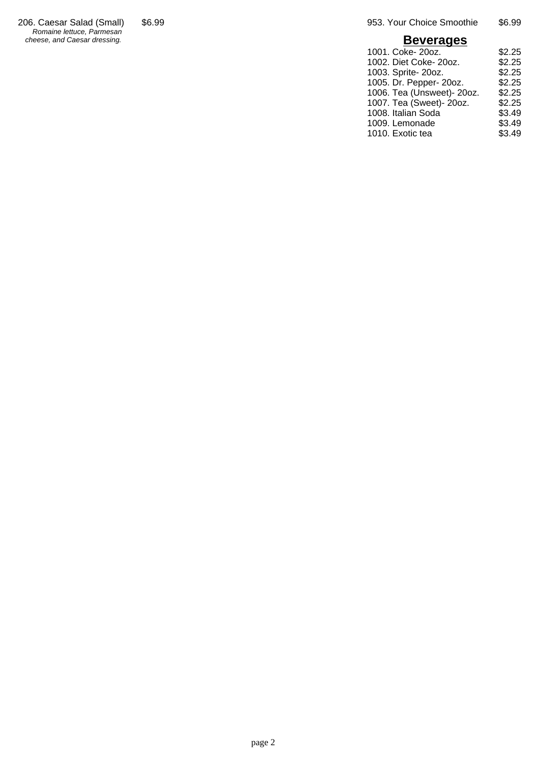206. Caesar Salad (Small) $6.99
*Romaine lettuce, Parmesan cheese, and Caesar dressing.*

953. Your Choice Smoothie $6.99

## Beverages

| | |
|---|---|
| 1001. Coke- 20oz. | $2.25 |
| 1002. Diet Coke- 20oz. | $2.25 |
| 1003. Sprite- 20oz. | $2.25 |
| 1005. Dr. Pepper- 20oz. | $2.25 |
| 1006. Tea (Unsweet)- 20oz. | $2.25 |
| 1007. Tea (Sweet)- 20oz. | $2.25 |
| 1008. Italian Soda | $3.49 |
| 1009. Lemonade | $3.49 |
| 1010. Exotic tea | $3.49 |